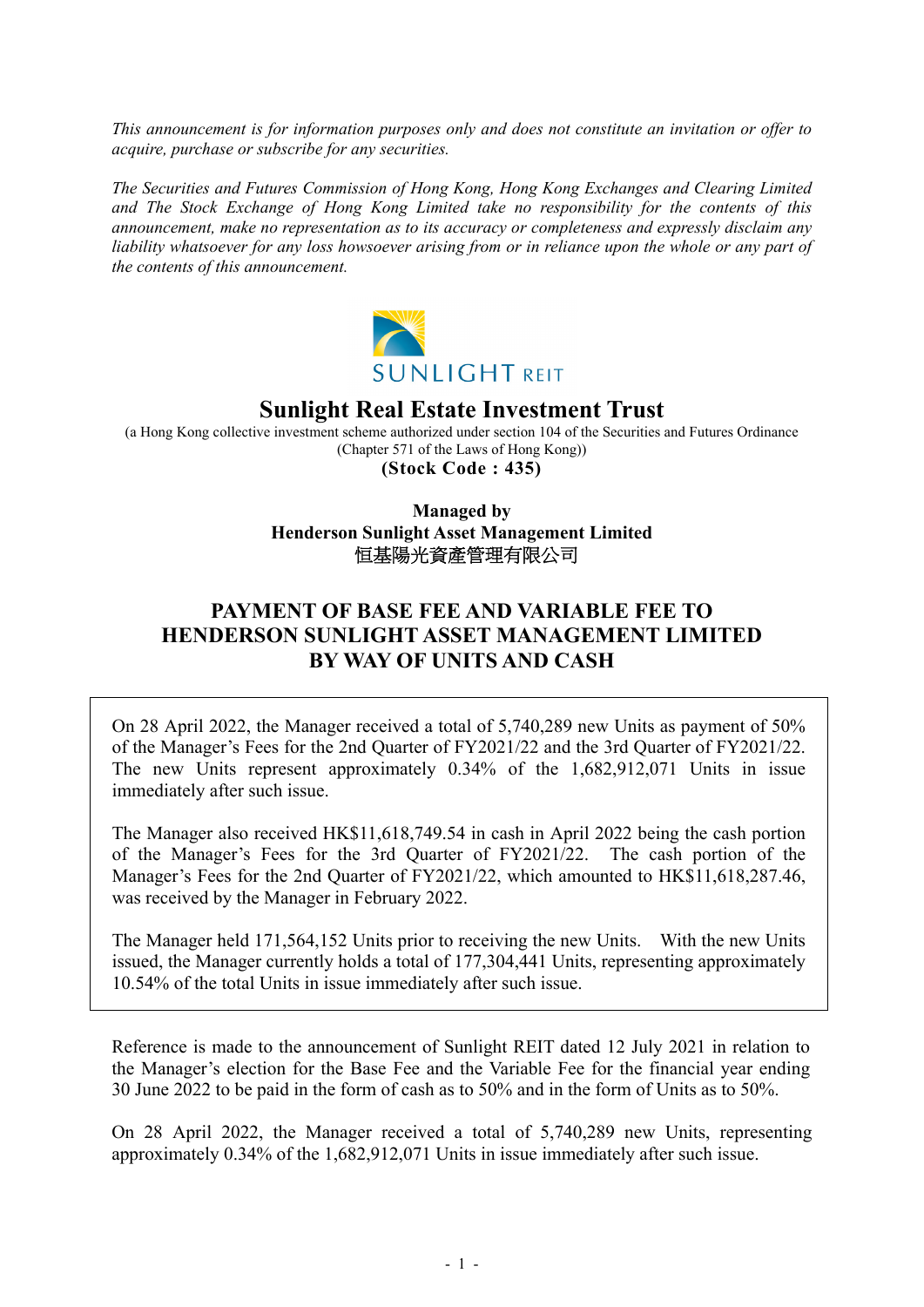*This announcement is for information purposes only and does not constitute an invitation or offer to acquire, purchase or subscribe for any securities.*

*The Securities and Futures Commission of Hong Kong, Hong Kong Exchanges and Clearing Limited and The Stock Exchange of Hong Kong Limited take no responsibility for the contents of this announcement, make no representation as to its accuracy or completeness and expressly disclaim any liability whatsoever for any loss howsoever arising from or in reliance upon the whole or any part of the contents of this announcement.*

SUNLIGHT REIT

# Sunlight Real Estate Investment Trust

(a Hong Kong collective investment scheme authorized under section 104 of the Securities and Futures Ordinance (Chapter 571 of the Laws of Hong Kong))

**(Stock Code : 435)**

**Managed by**
**Henderson Sunlight Asset Management Limited**
恒基陽光資產管理有限公司

## PAYMENT OF BASE FEE AND VARIABLE FEE TO HENDERSON SUNLIGHT ASSET MANAGEMENT LIMITED BY WAY OF UNITS AND CASH

On 28 April 2022, the Manager received a total of 5,740,289 new Units as payment of 50% of the Manager's Fees for the 2nd Quarter of FY2021/22 and the 3rd Quarter of FY2021/22. The new Units represent approximately 0.34% of the 1,682,912,071 Units in issue immediately after such issue.

The Manager also received HK$11,618,749.54 in cash in April 2022 being the cash portion of the Manager's Fees for the 3rd Quarter of FY2021/22. The cash portion of the Manager's Fees for the 2nd Quarter of FY2021/22, which amounted to HK$11,618,287.46, was received by the Manager in February 2022.

The Manager held 171,564,152 Units prior to receiving the new Units. With the new Units issued, the Manager currently holds a total of 177,304,441 Units, representing approximately 10.54% of the total Units in issue immediately after such issue.

Reference is made to the announcement of Sunlight REIT dated 12 July 2021 in relation to the Manager's election for the Base Fee and the Variable Fee for the financial year ending 30 June 2022 to be paid in the form of cash as to 50% and in the form of Units as to 50%.

On 28 April 2022, the Manager received a total of 5,740,289 new Units, representing approximately 0.34% of the 1,682,912,071 Units in issue immediately after such issue.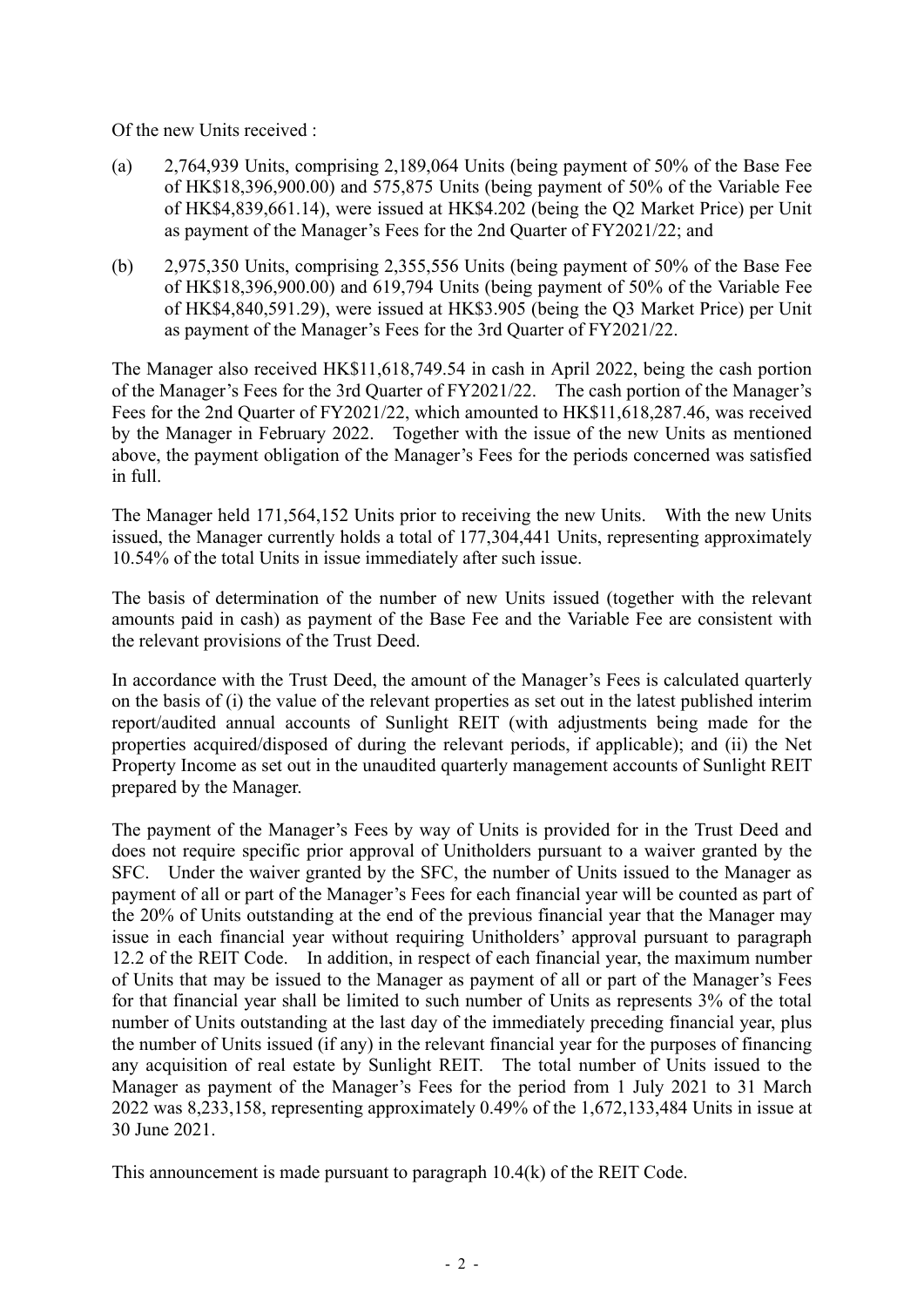Of the new Units received :

(a) 2,764,939 Units, comprising 2,189,064 Units (being payment of 50% of the Base Fee of HK$18,396,900.00) and 575,875 Units (being payment of 50% of the Variable Fee of HK$4,839,661.14), were issued at HK$4.202 (being the Q2 Market Price) per Unit as payment of the Manager's Fees for the 2nd Quarter of FY2021/22; and

(b) 2,975,350 Units, comprising 2,355,556 Units (being payment of 50% of the Base Fee of HK$18,396,900.00) and 619,794 Units (being payment of 50% of the Variable Fee of HK$4,840,591.29), were issued at HK$3.905 (being the Q3 Market Price) per Unit as payment of the Manager's Fees for the 3rd Quarter of FY2021/22.

The Manager also received HK$11,618,749.54 in cash in April 2022, being the cash portion of the Manager's Fees for the 3rd Quarter of FY2021/22. The cash portion of the Manager's Fees for the 2nd Quarter of FY2021/22, which amounted to HK$11,618,287.46, was received by the Manager in February 2022. Together with the issue of the new Units as mentioned above, the payment obligation of the Manager's Fees for the periods concerned was satisfied in full.

The Manager held 171,564,152 Units prior to receiving the new Units. With the new Units issued, the Manager currently holds a total of 177,304,441 Units, representing approximately 10.54% of the total Units in issue immediately after such issue.

The basis of determination of the number of new Units issued (together with the relevant amounts paid in cash) as payment of the Base Fee and the Variable Fee are consistent with the relevant provisions of the Trust Deed.

In accordance with the Trust Deed, the amount of the Manager's Fees is calculated quarterly on the basis of (i) the value of the relevant properties as set out in the latest published interim report/audited annual accounts of Sunlight REIT (with adjustments being made for the properties acquired/disposed of during the relevant periods, if applicable); and (ii) the Net Property Income as set out in the unaudited quarterly management accounts of Sunlight REIT prepared by the Manager.

The payment of the Manager's Fees by way of Units is provided for in the Trust Deed and does not require specific prior approval of Unitholders pursuant to a waiver granted by the SFC. Under the waiver granted by the SFC, the number of Units issued to the Manager as payment of all or part of the Manager's Fees for each financial year will be counted as part of the 20% of Units outstanding at the end of the previous financial year that the Manager may issue in each financial year without requiring Unitholders' approval pursuant to paragraph 12.2 of the REIT Code. In addition, in respect of each financial year, the maximum number of Units that may be issued to the Manager as payment of all or part of the Manager's Fees for that financial year shall be limited to such number of Units as represents 3% of the total number of Units outstanding at the last day of the immediately preceding financial year, plus the number of Units issued (if any) in the relevant financial year for the purposes of financing any acquisition of real estate by Sunlight REIT. The total number of Units issued to the Manager as payment of the Manager's Fees for the period from 1 July 2021 to 31 March 2022 was 8,233,158, representing approximately 0.49% of the 1,672,133,484 Units in issue at 30 June 2021.

This announcement is made pursuant to paragraph 10.4(k) of the REIT Code.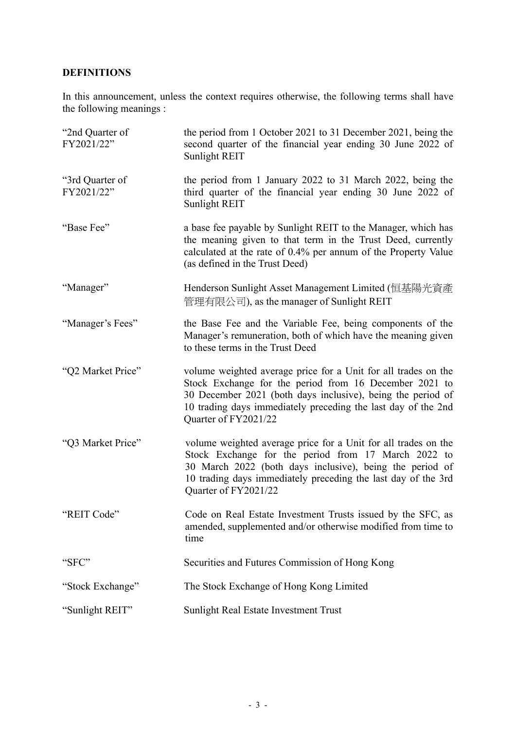**DEFINITIONS**

In this announcement, unless the context requires otherwise, the following terms shall have the following meanings :

| | |
|---|---|
| "2nd Quarter of FY2021/22" | the period from 1 October 2021 to 31 December 2021, being the second quarter of the financial year ending 30 June 2022 of Sunlight REIT |
| "3rd Quarter of FY2021/22" | the period from 1 January 2022 to 31 March 2022, being the third quarter of the financial year ending 30 June 2022 of Sunlight REIT |
| "Base Fee" | a base fee payable by Sunlight REIT to the Manager, which has the meaning given to that term in the Trust Deed, currently calculated at the rate of 0.4% per annum of the Property Value (as defined in the Trust Deed) |
| "Manager" | Henderson Sunlight Asset Management Limited (恒基陽光資產管理有限公司), as the manager of Sunlight REIT |
| "Manager's Fees" | the Base Fee and the Variable Fee, being components of the Manager's remuneration, both of which have the meaning given to these terms in the Trust Deed |
| "Q2 Market Price" | volume weighted average price for a Unit for all trades on the Stock Exchange for the period from 16 December 2021 to 30 December 2021 (both days inclusive), being the period of 10 trading days immediately preceding the last day of the 2nd Quarter of FY2021/22 |
| "Q3 Market Price" | volume weighted average price for a Unit for all trades on the Stock Exchange for the period from 17 March 2022 to 30 March 2022 (both days inclusive), being the period of 10 trading days immediately preceding the last day of the 3rd Quarter of FY2021/22 |
| "REIT Code" | Code on Real Estate Investment Trusts issued by the SFC, as amended, supplemented and/or otherwise modified from time to time |
| "SFC" | Securities and Futures Commission of Hong Kong |
| "Stock Exchange" | The Stock Exchange of Hong Kong Limited |
| "Sunlight REIT" | Sunlight Real Estate Investment Trust |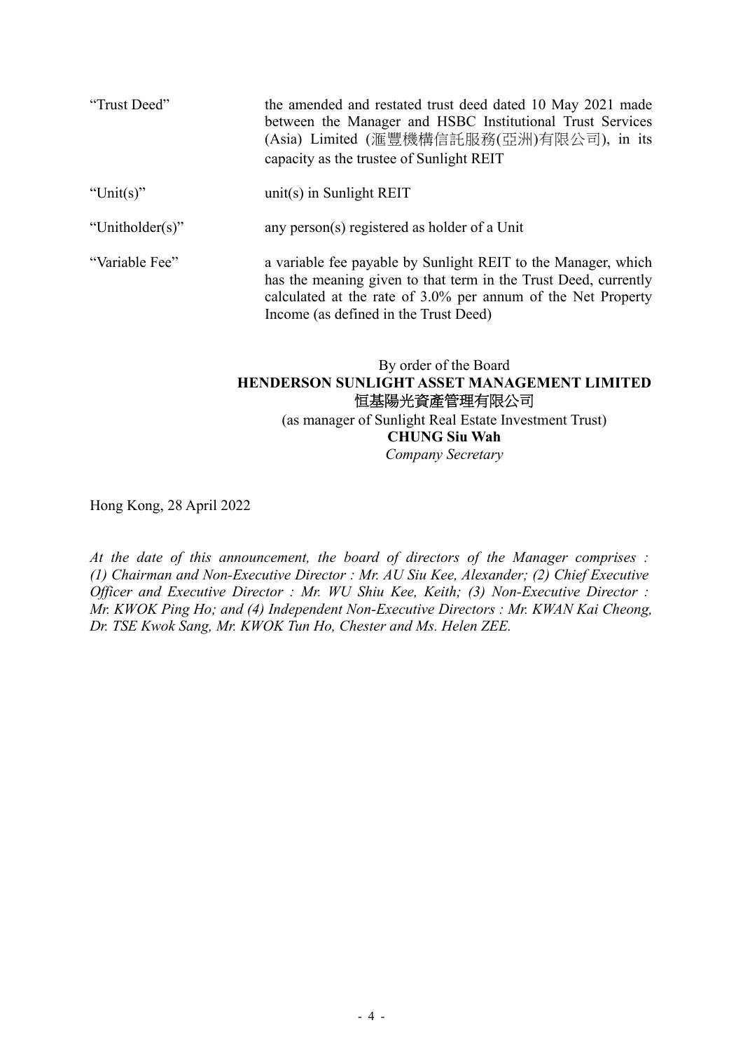| | |
|---|---|
| "Trust Deed" | the amended and restated trust deed dated 10 May 2021 made between the Manager and HSBC Institutional Trust Services (Asia) Limited (滙豐機構信託服務(亞洲)有限公司), in its capacity as the trustee of Sunlight REIT |
| "Unit(s)" | unit(s) in Sunlight REIT |
| "Unitholder(s)" | any person(s) registered as holder of a Unit |
| "Variable Fee" | a variable fee payable by Sunlight REIT to the Manager, which has the meaning given to that term in the Trust Deed, currently calculated at the rate of 3.0% per annum of the Net Property Income (as defined in the Trust Deed) |

By order of the Board
**HENDERSON SUNLIGHT ASSET MANAGEMENT LIMITED**
**恒基陽光資產管理有限公司**
(as manager of Sunlight Real Estate Investment Trust)
**CHUNG Siu Wah**
*Company Secretary*

Hong Kong, 28 April 2022

*At the date of this announcement, the board of directors of the Manager comprises : (1) Chairman and Non-Executive Director : Mr. AU Siu Kee, Alexander; (2) Chief Executive Officer and Executive Director : Mr. WU Shiu Kee, Keith; (3) Non-Executive Director : Mr. KWOK Ping Ho; and (4) Independent Non-Executive Directors : Mr. KWAN Kai Cheong, Dr. TSE Kwok Sang, Mr. KWOK Tun Ho, Chester and Ms. Helen ZEE.*